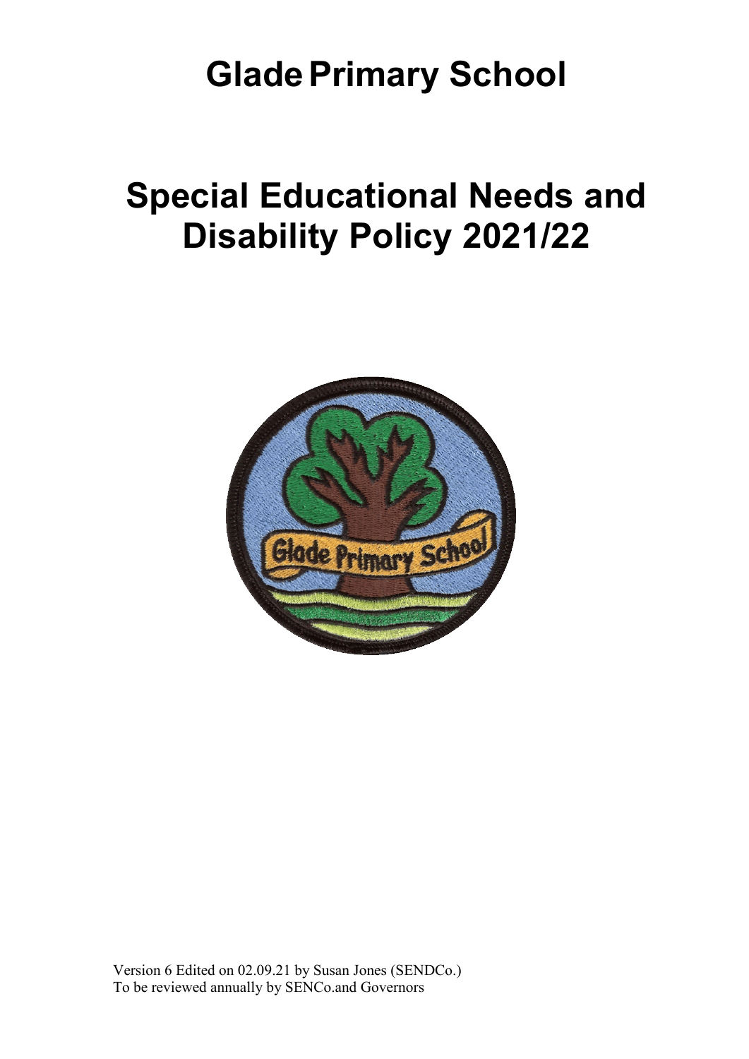# Glade Primary School

# Special Educational Needs and Disability Policy 2021/22

Version 6 Edited on 02.09.21 by Susan Jones (SENDCo.)
To be reviewed annually by SENCo.and Governors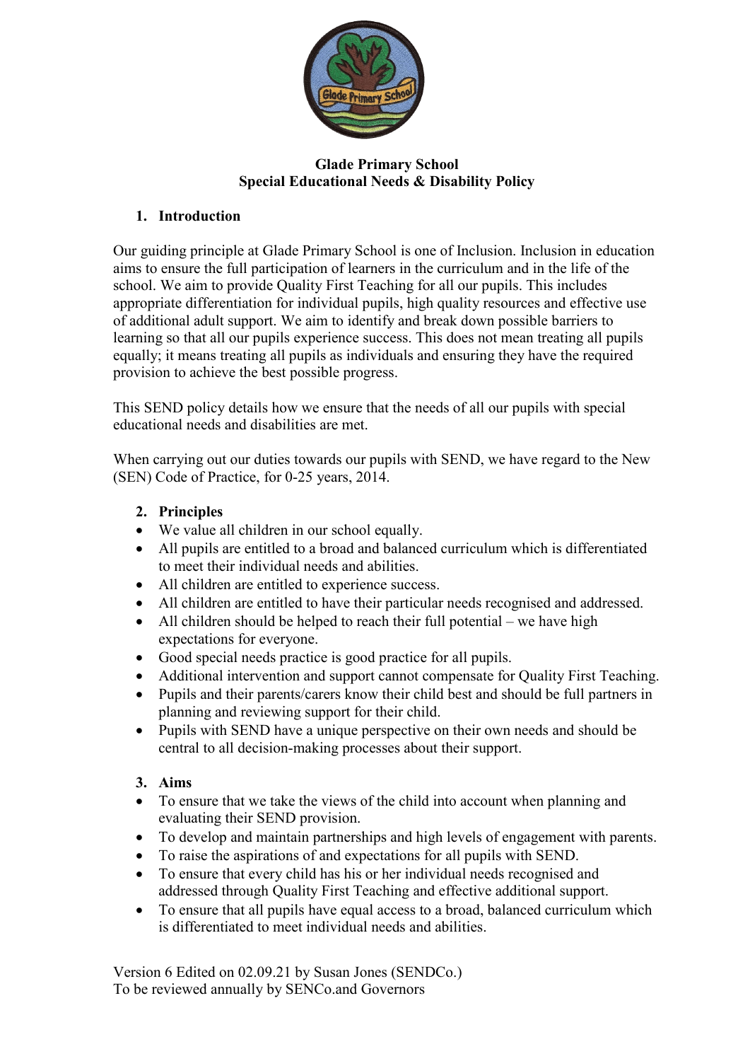**Glade Primary School**
**Special Educational Needs & Disability Policy**

## 1. Introduction

Our guiding principle at Glade Primary School is one of Inclusion. Inclusion in education aims to ensure the full participation of learners in the curriculum and in the life of the school. We aim to provide Quality First Teaching for all our pupils. This includes appropriate differentiation for individual pupils, high quality resources and effective use of additional adult support. We aim to identify and break down possible barriers to learning so that all our pupils experience success. This does not mean treating all pupils equally; it means treating all pupils as individuals and ensuring they have the required provision to achieve the best possible progress.

This SEND policy details how we ensure that the needs of all our pupils with special educational needs and disabilities are met.

When carrying out our duties towards our pupils with SEND, we have regard to the New (SEN) Code of Practice, for 0-25 years, 2014.

## 2. Principles

- We value all children in our school equally.
- All pupils are entitled to a broad and balanced curriculum which is differentiated to meet their individual needs and abilities.
- All children are entitled to experience success.
- All children are entitled to have their particular needs recognised and addressed.
- All children should be helped to reach their full potential – we have high expectations for everyone.
- Good special needs practice is good practice for all pupils.
- Additional intervention and support cannot compensate for Quality First Teaching.
- Pupils and their parents/carers know their child best and should be full partners in planning and reviewing support for their child.
- Pupils with SEND have a unique perspective on their own needs and should be central to all decision-making processes about their support.

## 3. Aims

- To ensure that we take the views of the child into account when planning and evaluating their SEND provision.
- To develop and maintain partnerships and high levels of engagement with parents.
- To raise the aspirations of and expectations for all pupils with SEND.
- To ensure that every child has his or her individual needs recognised and addressed through Quality First Teaching and effective additional support.
- To ensure that all pupils have equal access to a broad, balanced curriculum which is differentiated to meet individual needs and abilities.

Version 6 Edited on 02.09.21 by Susan Jones (SENDCo.)
To be reviewed annually by SENCo.and Governors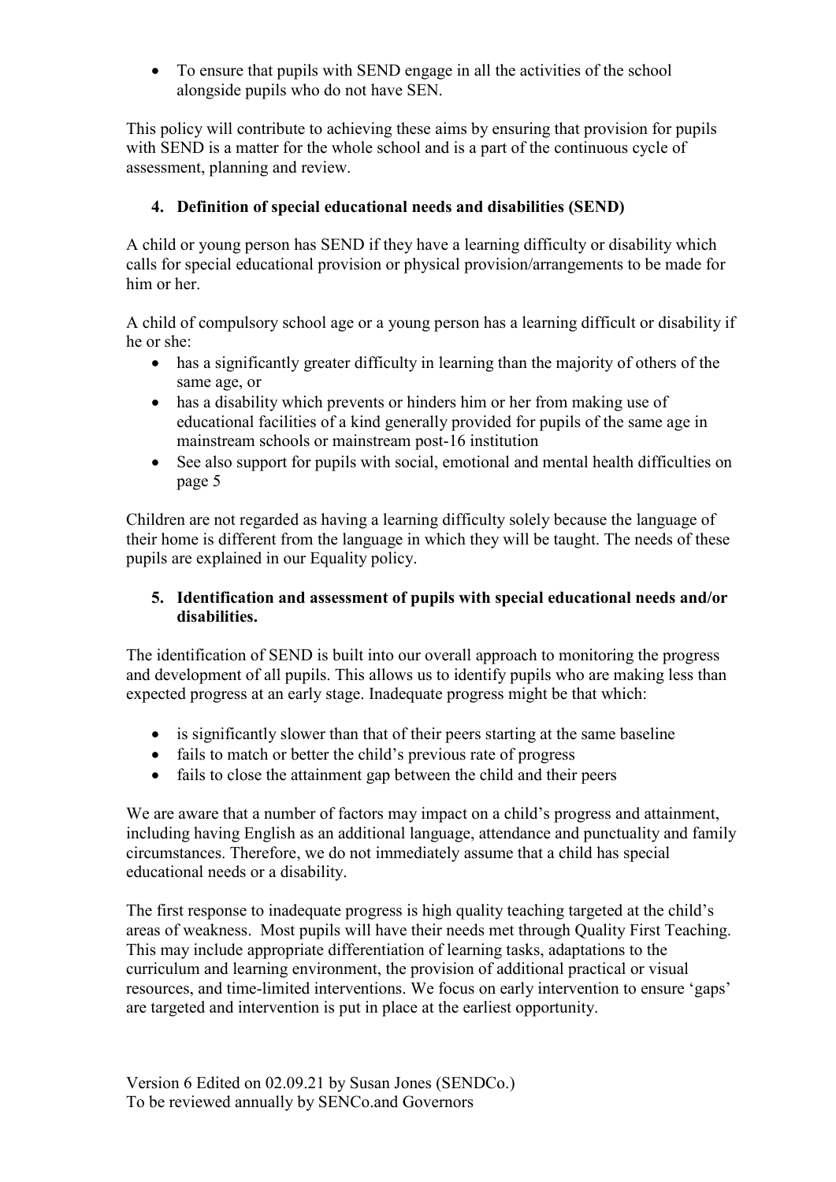- To ensure that pupils with SEND engage in all the activities of the school alongside pupils who do not have SEN.

This policy will contribute to achieving these aims by ensuring that provision for pupils with SEND is a matter for the whole school and is a part of the continuous cycle of assessment, planning and review.

## 4. Definition of special educational needs and disabilities (SEND)

A child or young person has SEND if they have a learning difficulty or disability which calls for special educational provision or physical provision/arrangements to be made for him or her.

A child of compulsory school age or a young person has a learning difficult or disability if he or she:

- has a significantly greater difficulty in learning than the majority of others of the same age, or
- has a disability which prevents or hinders him or her from making use of educational facilities of a kind generally provided for pupils of the same age in mainstream schools or mainstream post-16 institution
- See also support for pupils with social, emotional and mental health difficulties on page 5

Children are not regarded as having a learning difficulty solely because the language of their home is different from the language in which they will be taught. The needs of these pupils are explained in our Equality policy.

## 5. Identification and assessment of pupils with special educational needs and/or disabilities.

The identification of SEND is built into our overall approach to monitoring the progress and development of all pupils. This allows us to identify pupils who are making less than expected progress at an early stage. Inadequate progress might be that which:

- is significantly slower than that of their peers starting at the same baseline
- fails to match or better the child's previous rate of progress
- fails to close the attainment gap between the child and their peers

We are aware that a number of factors may impact on a child's progress and attainment, including having English as an additional language, attendance and punctuality and family circumstances. Therefore, we do not immediately assume that a child has special educational needs or a disability.

The first response to inadequate progress is high quality teaching targeted at the child's areas of weakness. Most pupils will have their needs met through Quality First Teaching. This may include appropriate differentiation of learning tasks, adaptations to the curriculum and learning environment, the provision of additional practical or visual resources, and time-limited interventions. We focus on early intervention to ensure 'gaps' are targeted and intervention is put in place at the earliest opportunity.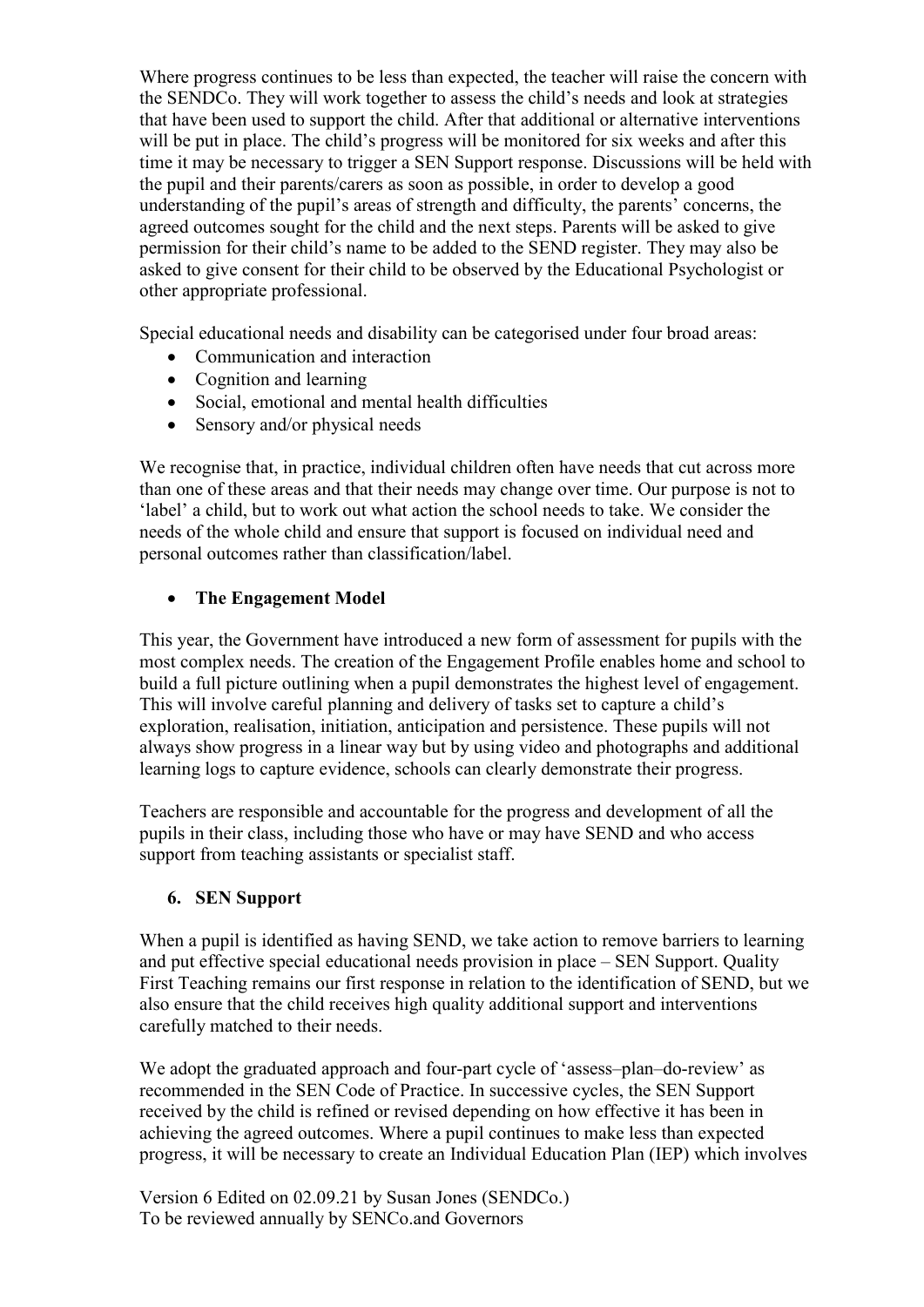Where progress continues to be less than expected, the teacher will raise the concern with the SENDCo. They will work together to assess the child's needs and look at strategies that have been used to support the child. After that additional or alternative interventions will be put in place. The child's progress will be monitored for six weeks and after this time it may be necessary to trigger a SEN Support response. Discussions will be held with the pupil and their parents/carers as soon as possible, in order to develop a good understanding of the pupil's areas of strength and difficulty, the parents' concerns, the agreed outcomes sought for the child and the next steps. Parents will be asked to give permission for their child's name to be added to the SEND register. They may also be asked to give consent for their child to be observed by the Educational Psychologist or other appropriate professional.

Special educational needs and disability can be categorised under four broad areas:

- Communication and interaction
- Cognition and learning
- Social, emotional and mental health difficulties
- Sensory and/or physical needs

We recognise that, in practice, individual children often have needs that cut across more than one of these areas and that their needs may change over time. Our purpose is not to 'label' a child, but to work out what action the school needs to take. We consider the needs of the whole child and ensure that support is focused on individual need and personal outcomes rather than classification/label.

- **The Engagement Model**

This year, the Government have introduced a new form of assessment for pupils with the most complex needs. The creation of the Engagement Profile enables home and school to build a full picture outlining when a pupil demonstrates the highest level of engagement. This will involve careful planning and delivery of tasks set to capture a child's exploration, realisation, initiation, anticipation and persistence. These pupils will not always show progress in a linear way but by using video and photographs and additional learning logs to capture evidence, schools can clearly demonstrate their progress.

Teachers are responsible and accountable for the progress and development of all the pupils in their class, including those who have or may have SEND and who access support from teaching assistants or specialist staff.

## 6. SEN Support

When a pupil is identified as having SEND, we take action to remove barriers to learning and put effective special educational needs provision in place – SEN Support. Quality First Teaching remains our first response in relation to the identification of SEND, but we also ensure that the child receives high quality additional support and interventions carefully matched to their needs.

We adopt the graduated approach and four-part cycle of 'assess–plan–do-review' as recommended in the SEN Code of Practice. In successive cycles, the SEN Support received by the child is refined or revised depending on how effective it has been in achieving the agreed outcomes. Where a pupil continues to make less than expected progress, it will be necessary to create an Individual Education Plan (IEP) which involves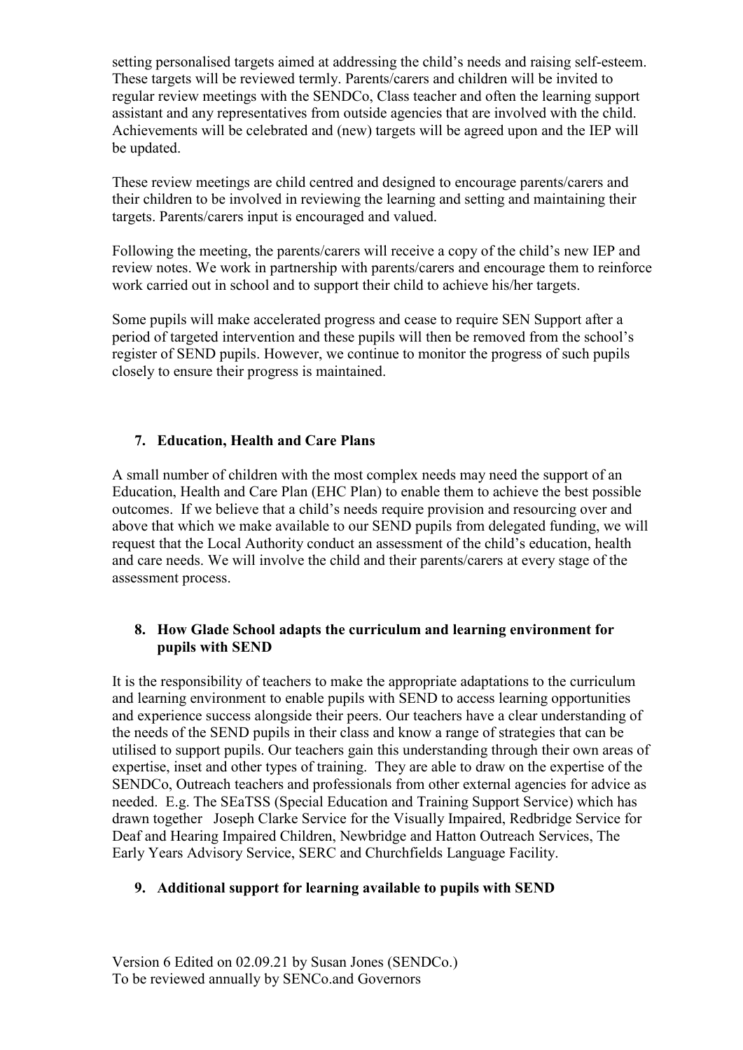setting personalised targets aimed at addressing the child's needs and raising self-esteem. These targets will be reviewed termly. Parents/carers and children will be invited to regular review meetings with the SENDCo, Class teacher and often the learning support assistant and any representatives from outside agencies that are involved with the child. Achievements will be celebrated and (new) targets will be agreed upon and the IEP will be updated.

These review meetings are child centred and designed to encourage parents/carers and their children to be involved in reviewing the learning and setting and maintaining their targets. Parents/carers input is encouraged and valued.

Following the meeting, the parents/carers will receive a copy of the child's new IEP and review notes. We work in partnership with parents/carers and encourage them to reinforce work carried out in school and to support their child to achieve his/her targets.

Some pupils will make accelerated progress and cease to require SEN Support after a period of targeted intervention and these pupils will then be removed from the school's register of SEND pupils. However, we continue to monitor the progress of such pupils closely to ensure their progress is maintained.

## 7. Education, Health and Care Plans

A small number of children with the most complex needs may need the support of an Education, Health and Care Plan (EHC Plan) to enable them to achieve the best possible outcomes. If we believe that a child's needs require provision and resourcing over and above that which we make available to our SEND pupils from delegated funding, we will request that the Local Authority conduct an assessment of the child's education, health and care needs. We will involve the child and their parents/carers at every stage of the assessment process.

## 8. How Glade School adapts the curriculum and learning environment for pupils with SEND

It is the responsibility of teachers to make the appropriate adaptations to the curriculum and learning environment to enable pupils with SEND to access learning opportunities and experience success alongside their peers. Our teachers have a clear understanding of the needs of the SEND pupils in their class and know a range of strategies that can be utilised to support pupils. Our teachers gain this understanding through their own areas of expertise, inset and other types of training. They are able to draw on the expertise of the SENDCo, Outreach teachers and professionals from other external agencies for advice as needed. E.g. The SEaTSS (Special Education and Training Support Service) which has drawn together Joseph Clarke Service for the Visually Impaired, Redbridge Service for Deaf and Hearing Impaired Children, Newbridge and Hatton Outreach Services, The Early Years Advisory Service, SERC and Churchfields Language Facility.

## 9. Additional support for learning available to pupils with SEND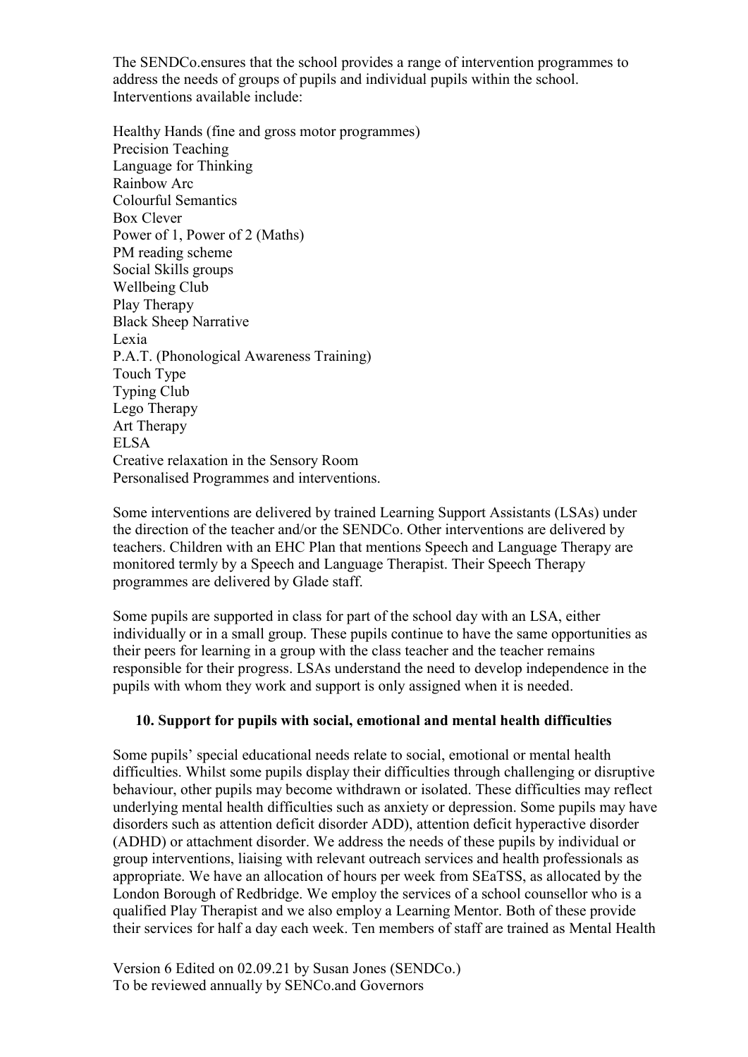The SENDCo.ensures that the school provides a range of intervention programmes to address the needs of groups of pupils and individual pupils within the school. Interventions available include:

Healthy Hands (fine and gross motor programmes)
Precision Teaching
Language for Thinking
Rainbow Arc
Colourful Semantics
Box Clever
Power of 1, Power of 2 (Maths)
PM reading scheme
Social Skills groups
Wellbeing Club
Play Therapy
Black Sheep Narrative
Lexia
P.A.T. (Phonological Awareness Training)
Touch Type
Typing Club
Lego Therapy
Art Therapy
ELSA
Creative relaxation in the Sensory Room
Personalised Programmes and interventions.

Some interventions are delivered by trained Learning Support Assistants (LSAs) under the direction of the teacher and/or the SENDCo. Other interventions are delivered by teachers. Children with an EHC Plan that mentions Speech and Language Therapy are monitored termly by a Speech and Language Therapist. Their Speech Therapy programmes are delivered by Glade staff.

Some pupils are supported in class for part of the school day with an LSA, either individually or in a small group. These pupils continue to have the same opportunities as their peers for learning in a group with the class teacher and the teacher remains responsible for their progress. LSAs understand the need to develop independence in the pupils with whom they work and support is only assigned when it is needed.

## 10. Support for pupils with social, emotional and mental health difficulties

Some pupils' special educational needs relate to social, emotional or mental health difficulties. Whilst some pupils display their difficulties through challenging or disruptive behaviour, other pupils may become withdrawn or isolated. These difficulties may reflect underlying mental health difficulties such as anxiety or depression. Some pupils may have disorders such as attention deficit disorder ADD), attention deficit hyperactive disorder (ADHD) or attachment disorder. We address the needs of these pupils by individual or group interventions, liaising with relevant outreach services and health professionals as appropriate. We have an allocation of hours per week from SEaTSS, as allocated by the London Borough of Redbridge. We employ the services of a school counsellor who is a qualified Play Therapist and we also employ a Learning Mentor. Both of these provide their services for half a day each week. Ten members of staff are trained as Mental Health

Version 6 Edited on 02.09.21 by Susan Jones (SENDCo.)
To be reviewed annually by SENCo.and Governors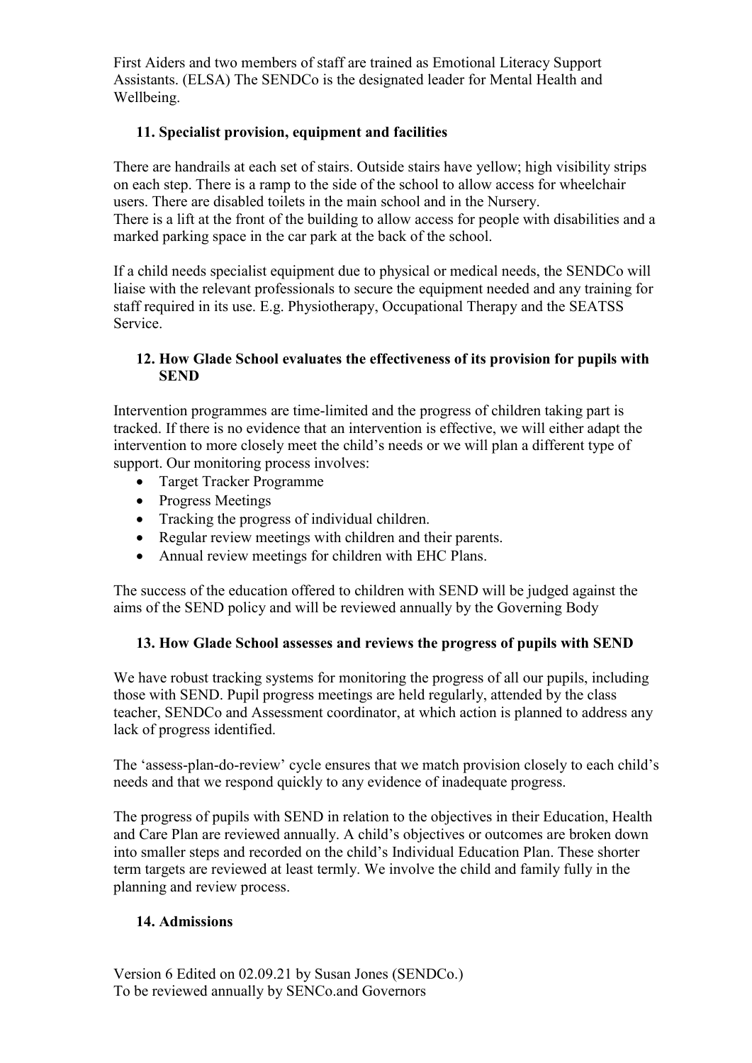First Aiders and two members of staff are trained as Emotional Literacy Support Assistants. (ELSA) The SENDCo is the designated leader for Mental Health and Wellbeing.

## 11. Specialist provision, equipment and facilities

There are handrails at each set of stairs. Outside stairs have yellow; high visibility strips on each step. There is a ramp to the side of the school to allow access for wheelchair users. There are disabled toilets in the main school and in the Nursery.
There is a lift at the front of the building to allow access for people with disabilities and a marked parking space in the car park at the back of the school.

If a child needs specialist equipment due to physical or medical needs, the SENDCo will liaise with the relevant professionals to secure the equipment needed and any training for staff required in its use. E.g. Physiotherapy, Occupational Therapy and the SEATSS Service.

## 12. How Glade School evaluates the effectiveness of its provision for pupils with SEND

Intervention programmes are time-limited and the progress of children taking part is tracked. If there is no evidence that an intervention is effective, we will either adapt the intervention to more closely meet the child's needs or we will plan a different type of support. Our monitoring process involves:

- Target Tracker Programme
- Progress Meetings
- Tracking the progress of individual children.
- Regular review meetings with children and their parents.
- Annual review meetings for children with EHC Plans.

The success of the education offered to children with SEND will be judged against the aims of the SEND policy and will be reviewed annually by the Governing Body

## 13. How Glade School assesses and reviews the progress of pupils with SEND

We have robust tracking systems for monitoring the progress of all our pupils, including those with SEND. Pupil progress meetings are held regularly, attended by the class teacher, SENDCo and Assessment coordinator, at which action is planned to address any lack of progress identified.

The 'assess-plan-do-review' cycle ensures that we match provision closely to each child's needs and that we respond quickly to any evidence of inadequate progress.

The progress of pupils with SEND in relation to the objectives in their Education, Health and Care Plan are reviewed annually. A child's objectives or outcomes are broken down into smaller steps and recorded on the child's Individual Education Plan. These shorter term targets are reviewed at least termly. We involve the child and family fully in the planning and review process.

## 14. Admissions

Version 6 Edited on 02.09.21 by Susan Jones (SENDCo.)
To be reviewed annually by SENCo.and Governors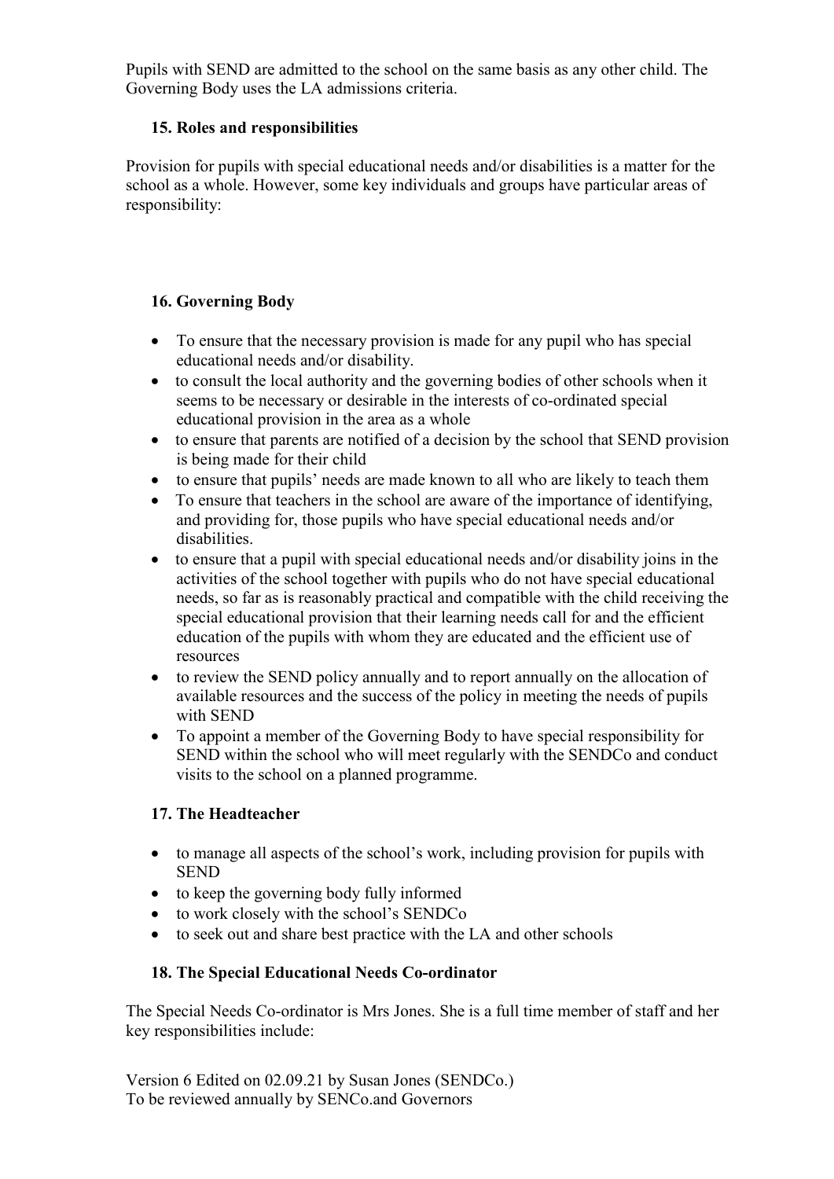Pupils with SEND are admitted to the school on the same basis as any other child. The Governing Body uses the LA admissions criteria.

### 15. Roles and responsibilities

Provision for pupils with special educational needs and/or disabilities is a matter for the school as a whole. However, some key individuals and groups have particular areas of responsibility:

### 16. Governing Body

- To ensure that the necessary provision is made for any pupil who has special educational needs and/or disability.
- to consult the local authority and the governing bodies of other schools when it seems to be necessary or desirable in the interests of co-ordinated special educational provision in the area as a whole
- to ensure that parents are notified of a decision by the school that SEND provision is being made for their child
- to ensure that pupils' needs are made known to all who are likely to teach them
- To ensure that teachers in the school are aware of the importance of identifying, and providing for, those pupils who have special educational needs and/or disabilities.
- to ensure that a pupil with special educational needs and/or disability joins in the activities of the school together with pupils who do not have special educational needs, so far as is reasonably practical and compatible with the child receiving the special educational provision that their learning needs call for and the efficient education of the pupils with whom they are educated and the efficient use of resources
- to review the SEND policy annually and to report annually on the allocation of available resources and the success of the policy in meeting the needs of pupils with SEND
- To appoint a member of the Governing Body to have special responsibility for SEND within the school who will meet regularly with the SENDCo and conduct visits to the school on a planned programme.

### 17. The Headteacher

- to manage all aspects of the school's work, including provision for pupils with SEND
- to keep the governing body fully informed
- to work closely with the school's SENDCo
- to seek out and share best practice with the LA and other schools

### 18. The Special Educational Needs Co-ordinator

The Special Needs Co-ordinator is Mrs Jones. She is a full time member of staff and her key responsibilities include: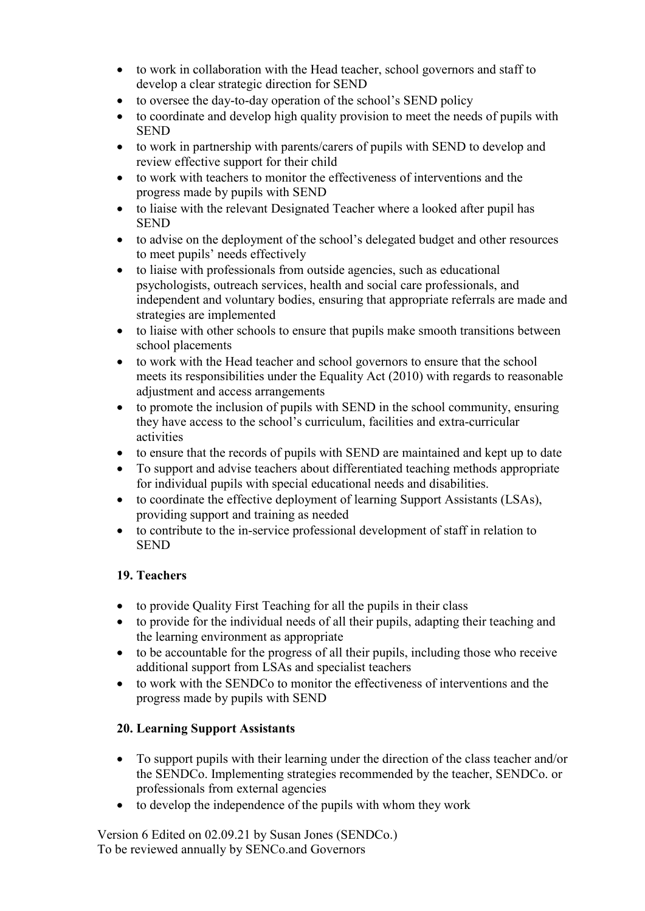- to work in collaboration with the Head teacher, school governors and staff to develop a clear strategic direction for SEND
- to oversee the day-to-day operation of the school's SEND policy
- to coordinate and develop high quality provision to meet the needs of pupils with SEND
- to work in partnership with parents/carers of pupils with SEND to develop and review effective support for their child
- to work with teachers to monitor the effectiveness of interventions and the progress made by pupils with SEND
- to liaise with the relevant Designated Teacher where a looked after pupil has SEND
- to advise on the deployment of the school's delegated budget and other resources to meet pupils' needs effectively
- to liaise with professionals from outside agencies, such as educational psychologists, outreach services, health and social care professionals, and independent and voluntary bodies, ensuring that appropriate referrals are made and strategies are implemented
- to liaise with other schools to ensure that pupils make smooth transitions between school placements
- to work with the Head teacher and school governors to ensure that the school meets its responsibilities under the Equality Act (2010) with regards to reasonable adjustment and access arrangements
- to promote the inclusion of pupils with SEND in the school community, ensuring they have access to the school's curriculum, facilities and extra-curricular activities
- to ensure that the records of pupils with SEND are maintained and kept up to date
- To support and advise teachers about differentiated teaching methods appropriate for individual pupils with special educational needs and disabilities.
- to coordinate the effective deployment of learning Support Assistants (LSAs), providing support and training as needed
- to contribute to the in-service professional development of staff in relation to SEND

**19. Teachers**

- to provide Quality First Teaching for all the pupils in their class
- to provide for the individual needs of all their pupils, adapting their teaching and the learning environment as appropriate
- to be accountable for the progress of all their pupils, including those who receive additional support from LSAs and specialist teachers
- to work with the SENDCo to monitor the effectiveness of interventions and the progress made by pupils with SEND

**20. Learning Support Assistants**

- To support pupils with their learning under the direction of the class teacher and/or the SENDCo. Implementing strategies recommended by the teacher, SENDCo. or professionals from external agencies
- to develop the independence of the pupils with whom they work

Version 6 Edited on 02.09.21 by Susan Jones (SENDCo.)
To be reviewed annually by SENCo.and Governors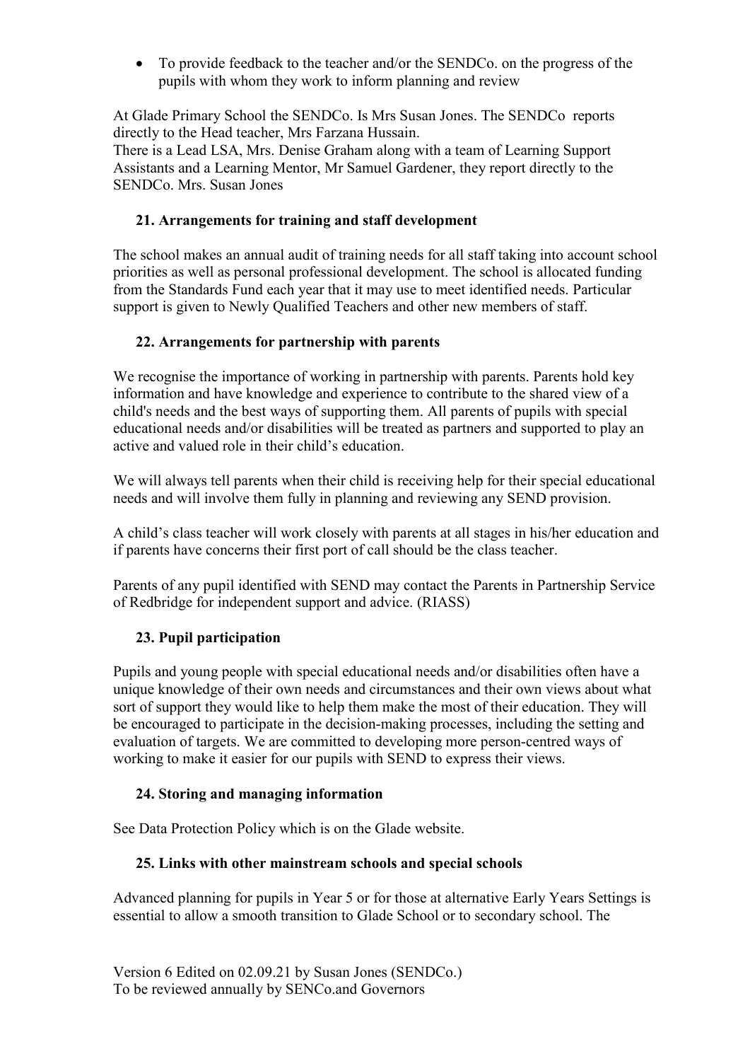- To provide feedback to the teacher and/or the SENDCo. on the progress of the pupils with whom they work to inform planning and review

At Glade Primary School the SENDCo. Is Mrs Susan Jones. The SENDCo reports directly to the Head teacher, Mrs Farzana Hussain.
There is a Lead LSA, Mrs. Denise Graham along with a team of Learning Support Assistants and a Learning Mentor, Mr Samuel Gardener, they report directly to the SENDCo. Mrs. Susan Jones

### 21. Arrangements for training and staff development

The school makes an annual audit of training needs for all staff taking into account school priorities as well as personal professional development. The school is allocated funding from the Standards Fund each year that it may use to meet identified needs. Particular support is given to Newly Qualified Teachers and other new members of staff.

### 22. Arrangements for partnership with parents

We recognise the importance of working in partnership with parents. Parents hold key information and have knowledge and experience to contribute to the shared view of a child's needs and the best ways of supporting them. All parents of pupils with special educational needs and/or disabilities will be treated as partners and supported to play an active and valued role in their child's education.

We will always tell parents when their child is receiving help for their special educational needs and will involve them fully in planning and reviewing any SEND provision.

A child's class teacher will work closely with parents at all stages in his/her education and if parents have concerns their first port of call should be the class teacher.

Parents of any pupil identified with SEND may contact the Parents in Partnership Service of Redbridge for independent support and advice. (RIASS)

### 23. Pupil participation

Pupils and young people with special educational needs and/or disabilities often have a unique knowledge of their own needs and circumstances and their own views about what sort of support they would like to help them make the most of their education. They will be encouraged to participate in the decision-making processes, including the setting and evaluation of targets. We are committed to developing more person-centred ways of working to make it easier for our pupils with SEND to express their views.

### 24. Storing and managing information

See Data Protection Policy which is on the Glade website.

### 25. Links with other mainstream schools and special schools

Advanced planning for pupils in Year 5 or for those at alternative Early Years Settings is essential to allow a smooth transition to Glade School or to secondary school. The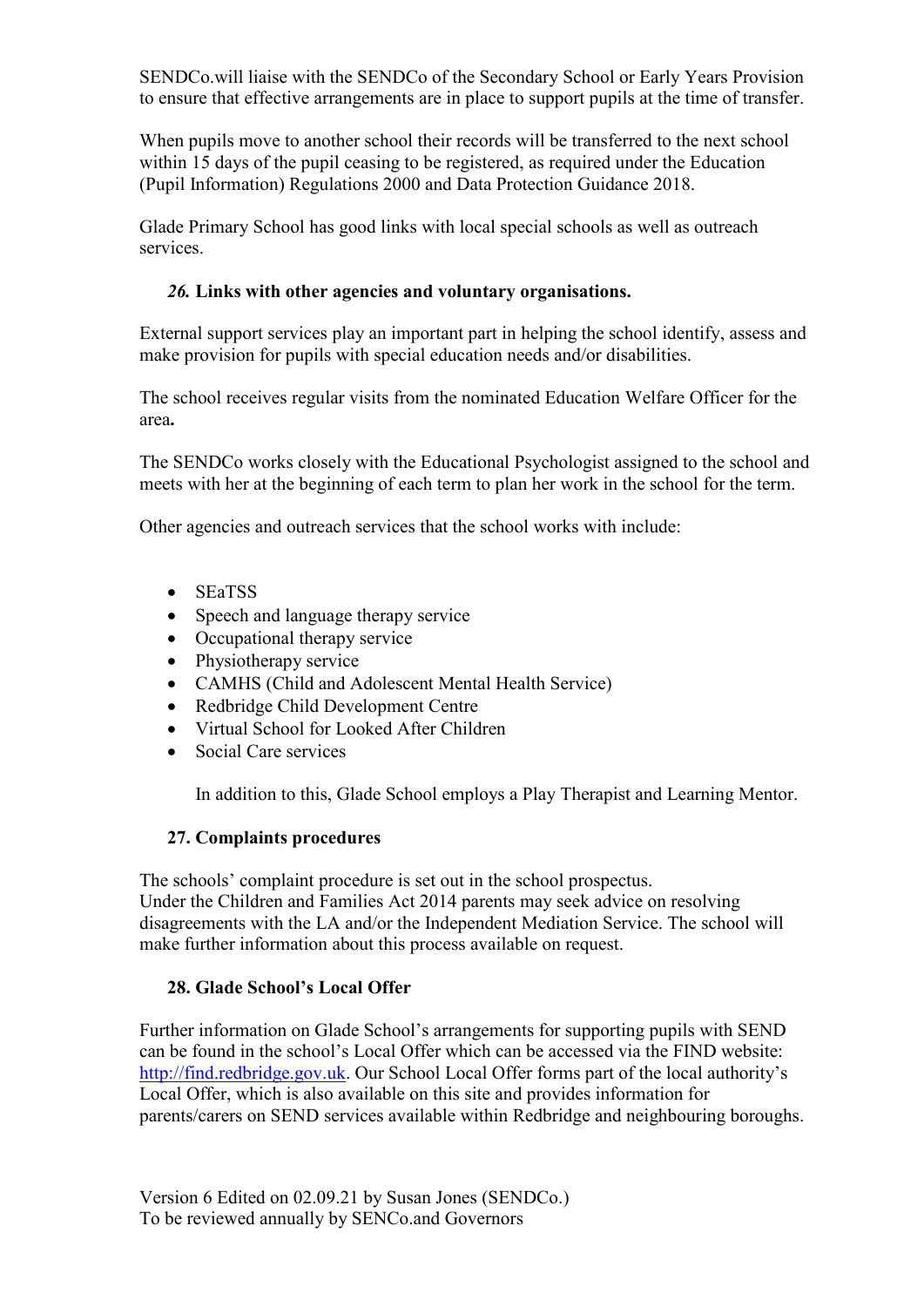SENDCo.will liaise with the SENDCo of the Secondary School or Early Years Provision to ensure that effective arrangements are in place to support pupils at the time of transfer.

When pupils move to another school their records will be transferred to the next school within 15 days of the pupil ceasing to be registered, as required under the Education (Pupil Information) Regulations 2000 and Data Protection Guidance 2018.

Glade Primary School has good links with local special schools as well as outreach services.

### *26.* Links with other agencies and voluntary organisations.

External support services play an important part in helping the school identify, assess and make provision for pupils with special education needs and/or disabilities.

The school receives regular visits from the nominated Education Welfare Officer for the area**.**

The SENDCo works closely with the Educational Psychologist assigned to the school and meets with her at the beginning of each term to plan her work in the school for the term.

Other agencies and outreach services that the school works with include:

- SEaTSS
- Speech and language therapy service
- Occupational therapy service
- Physiotherapy service
- CAMHS (Child and Adolescent Mental Health Service)
- Redbridge Child Development Centre
- Virtual School for Looked After Children
- Social Care services

In addition to this, Glade School employs a Play Therapist and Learning Mentor.

### 27. Complaints procedures

The schools' complaint procedure is set out in the school prospectus.
Under the Children and Families Act 2014 parents may seek advice on resolving disagreements with the LA and/or the Independent Mediation Service. The school will make further information about this process available on request.

### 28. Glade School's Local Offer

Further information on Glade School's arrangements for supporting pupils with SEND can be found in the school's Local Offer which can be accessed via the FIND website: [http://find.redbridge.gov.uk](http://find.redbridge.gov.uk). Our School Local Offer forms part of the local authority's Local Offer, which is also available on this site and provides information for parents/carers on SEND services available within Redbridge and neighbouring boroughs.

Version 6 Edited on 02.09.21 by Susan Jones (SENDCo.)
To be reviewed annually by SENCo.and Governors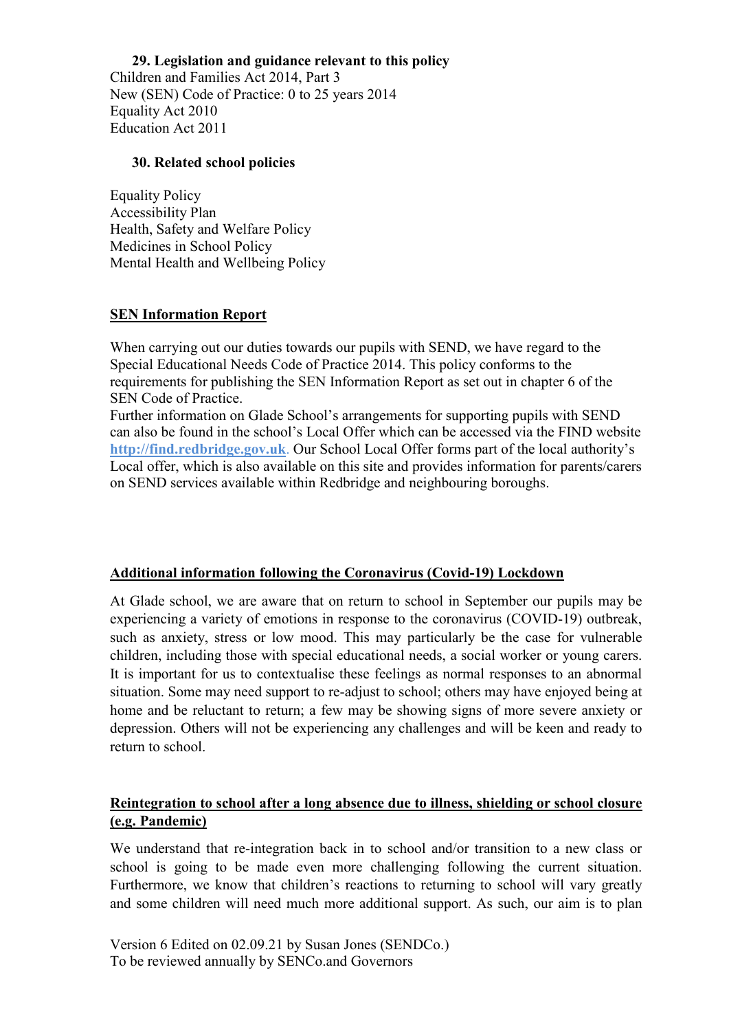### 29. Legislation and guidance relevant to this policy

Children and Families Act 2014, Part 3
New (SEN) Code of Practice: 0 to 25 years 2014
Equality Act 2010
Education Act 2011

### 30. Related school policies

Equality Policy
Accessibility Plan
Health, Safety and Welfare Policy
Medicines in School Policy
Mental Health and Wellbeing Policy

## SEN Information Report

When carrying out our duties towards our pupils with SEND, we have regard to the Special Educational Needs Code of Practice 2014. This policy conforms to the requirements for publishing the SEN Information Report as set out in chapter 6 of the SEN Code of Practice.
Further information on Glade School's arrangements for supporting pupils with SEND can also be found in the school's Local Offer which can be accessed via the FIND website **http://find.redbridge.gov.uk**. Our School Local Offer forms part of the local authority's Local offer, which is also available on this site and provides information for parents/carers on SEND services available within Redbridge and neighbouring boroughs.

## Additional information following the Coronavirus (Covid-19) Lockdown

At Glade school, we are aware that on return to school in September our pupils may be experiencing a variety of emotions in response to the coronavirus (COVID-19) outbreak, such as anxiety, stress or low mood. This may particularly be the case for vulnerable children, including those with special educational needs, a social worker or young carers. It is important for us to contextualise these feelings as normal responses to an abnormal situation. Some may need support to re-adjust to school; others may have enjoyed being at home and be reluctant to return; a few may be showing signs of more severe anxiety or depression. Others will not be experiencing any challenges and will be keen and ready to return to school.

## Reintegration to school after a long absence due to illness, shielding or school closure (e.g. Pandemic)

We understand that re-integration back in to school and/or transition to a new class or school is going to be made even more challenging following the current situation. Furthermore, we know that children's reactions to returning to school will vary greatly and some children will need much more additional support. As such, our aim is to plan

Version 6 Edited on 02.09.21 by Susan Jones (SENDCo.)
To be reviewed annually by SENCo.and Governors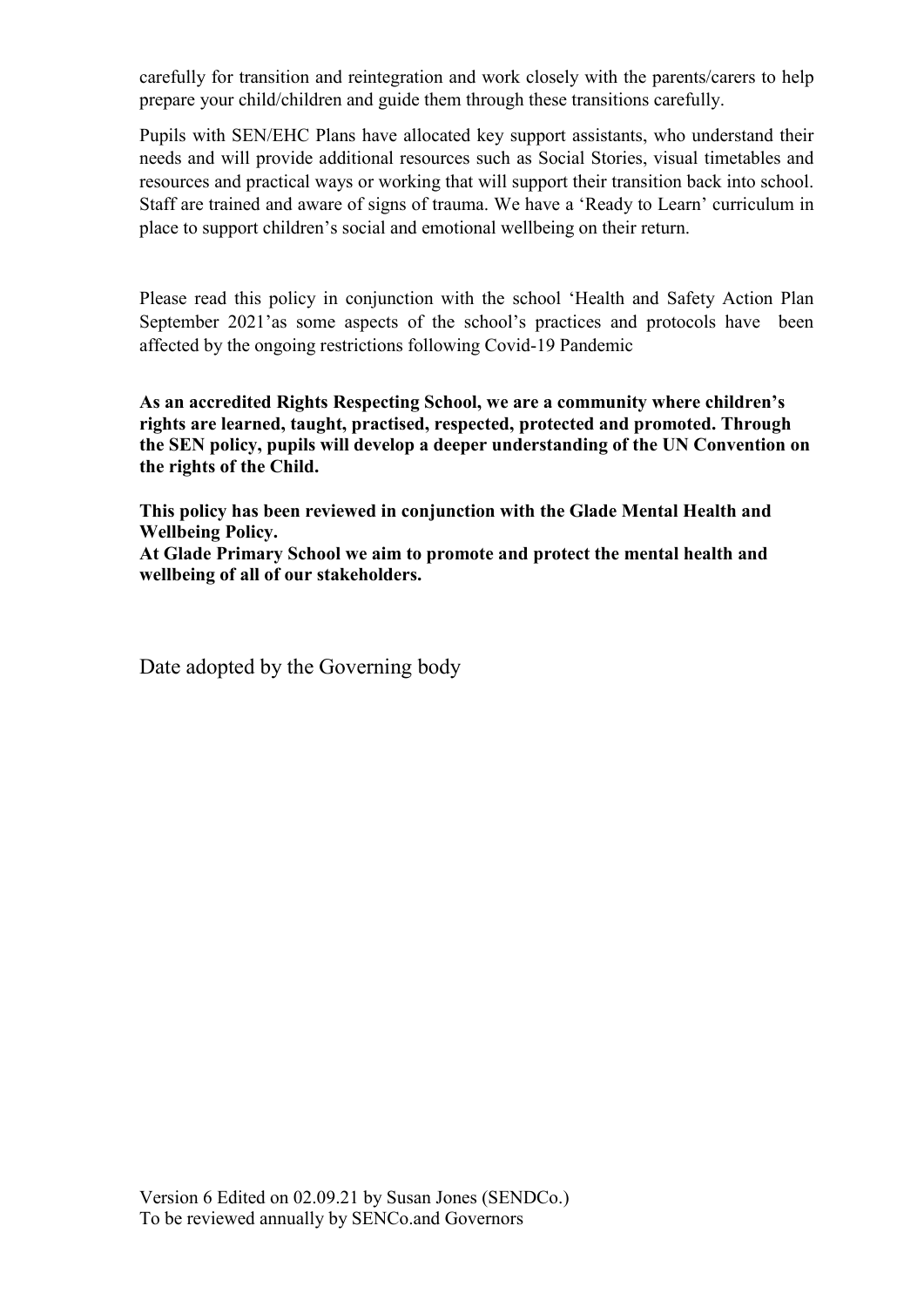carefully for transition and reintegration and work closely with the parents/carers to help prepare your child/children and guide them through these transitions carefully.

Pupils with SEN/EHC Plans have allocated key support assistants, who understand their needs and will provide additional resources such as Social Stories, visual timetables and resources and practical ways or working that will support their transition back into school. Staff are trained and aware of signs of trauma. We have a 'Ready to Learn' curriculum in place to support children's social and emotional wellbeing on their return.

Please read this policy in conjunction with the school 'Health and Safety Action Plan September 2021'as some aspects of the school's practices and protocols have been affected by the ongoing restrictions following Covid-19 Pandemic

**As an accredited Rights Respecting School, we are a community where children's rights are learned, taught, practised, respected, protected and promoted. Through the SEN policy, pupils will develop a deeper understanding of the UN Convention on the rights of the Child.**

**This policy has been reviewed in conjunction with the Glade Mental Health and Wellbeing Policy.**
**At Glade Primary School we aim to promote and protect the mental health and wellbeing of all of our stakeholders.**

Date adopted by the Governing body

Version 6 Edited on 02.09.21 by Susan Jones (SENDCo.)
To be reviewed annually by SENCo.and Governors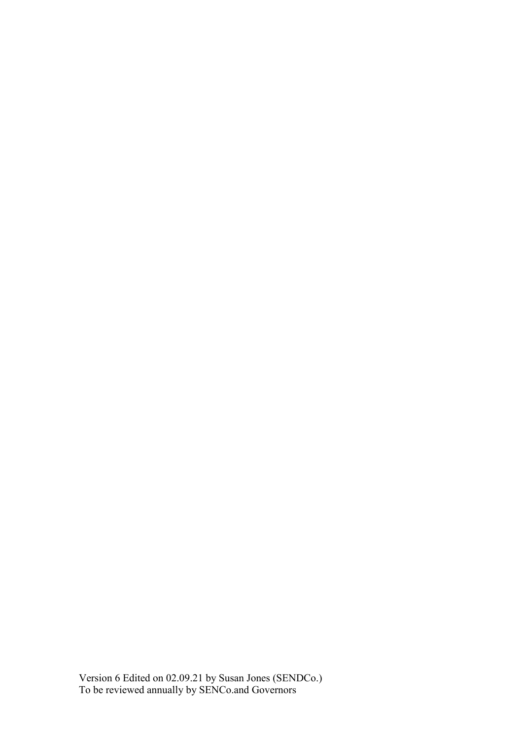Version 6 Edited on 02.09.21 by Susan Jones (SENDCo.)
To be reviewed annually by SENCo.and Governors